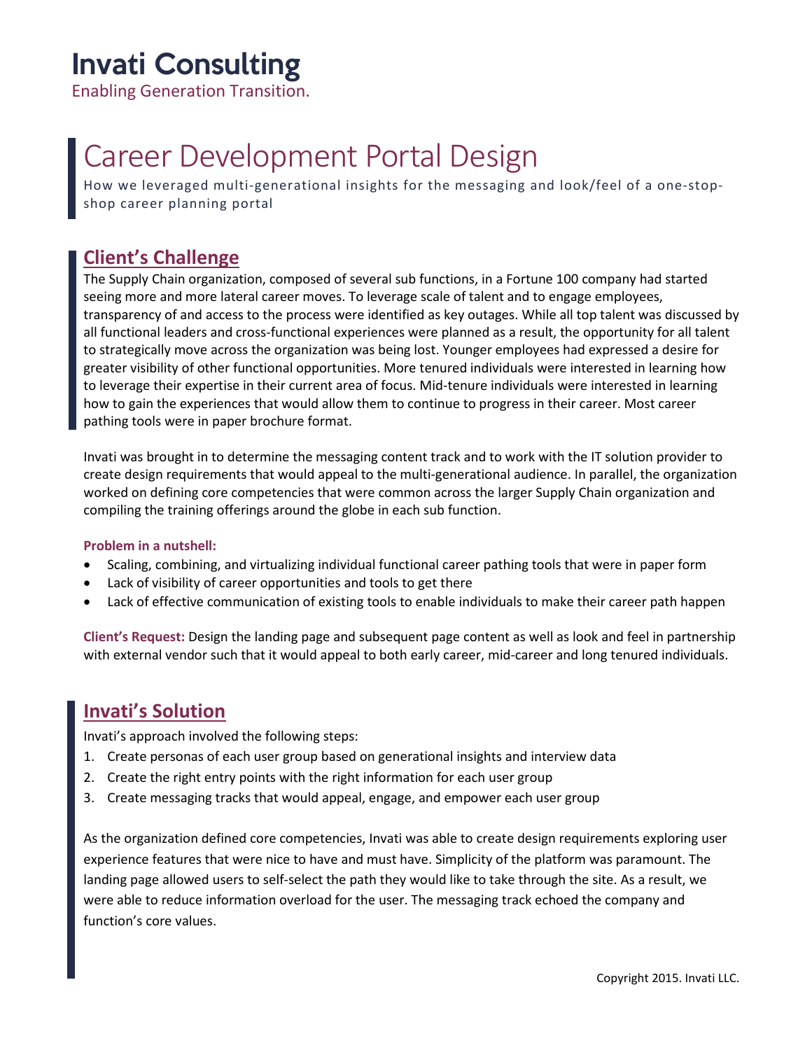# Invati Consulting

Enabling Generation Transition.

# Career Development Portal Design

How we leveraged multi-generational insights for the messaging and look/feel of a one-stop-shop career planning portal

## Client's Challenge

The Supply Chain organization, composed of several sub functions, in a Fortune 100 company had started seeing more and more lateral career moves. To leverage scale of talent and to engage employees, transparency of and access to the process were identified as key outages. While all top talent was discussed by all functional leaders and cross-functional experiences were planned as a result, the opportunity for all talent to strategically move across the organization was being lost. Younger employees had expressed a desire for greater visibility of other functional opportunities. More tenured individuals were interested in learning how to leverage their expertise in their current area of focus. Mid-tenure individuals were interested in learning how to gain the experiences that would allow them to continue to progress in their career. Most career pathing tools were in paper brochure format.

Invati was brought in to determine the messaging content track and to work with the IT solution provider to create design requirements that would appeal to the multi-generational audience. In parallel, the organization worked on defining core competencies that were common across the larger Supply Chain organization and compiling the training offerings around the globe in each sub function.

**Problem in a nutshell:**

- Scaling, combining, and virtualizing individual functional career pathing tools that were in paper form
- Lack of visibility of career opportunities and tools to get there
- Lack of effective communication of existing tools to enable individuals to make their career path happen

**Client's Request:** Design the landing page and subsequent page content as well as look and feel in partnership with external vendor such that it would appeal to both early career, mid-career and long tenured individuals.

## Invati's Solution

Invati's approach involved the following steps:

1. Create personas of each user group based on generational insights and interview data
2. Create the right entry points with the right information for each user group
3. Create messaging tracks that would appeal, engage, and empower each user group

As the organization defined core competencies, Invati was able to create design requirements exploring user experience features that were nice to have and must have. Simplicity of the platform was paramount. The landing page allowed users to self-select the path they would like to take through the site. As a result, we were able to reduce information overload for the user. The messaging track echoed the company and function's core values.

Copyright 2015. Invati LLC.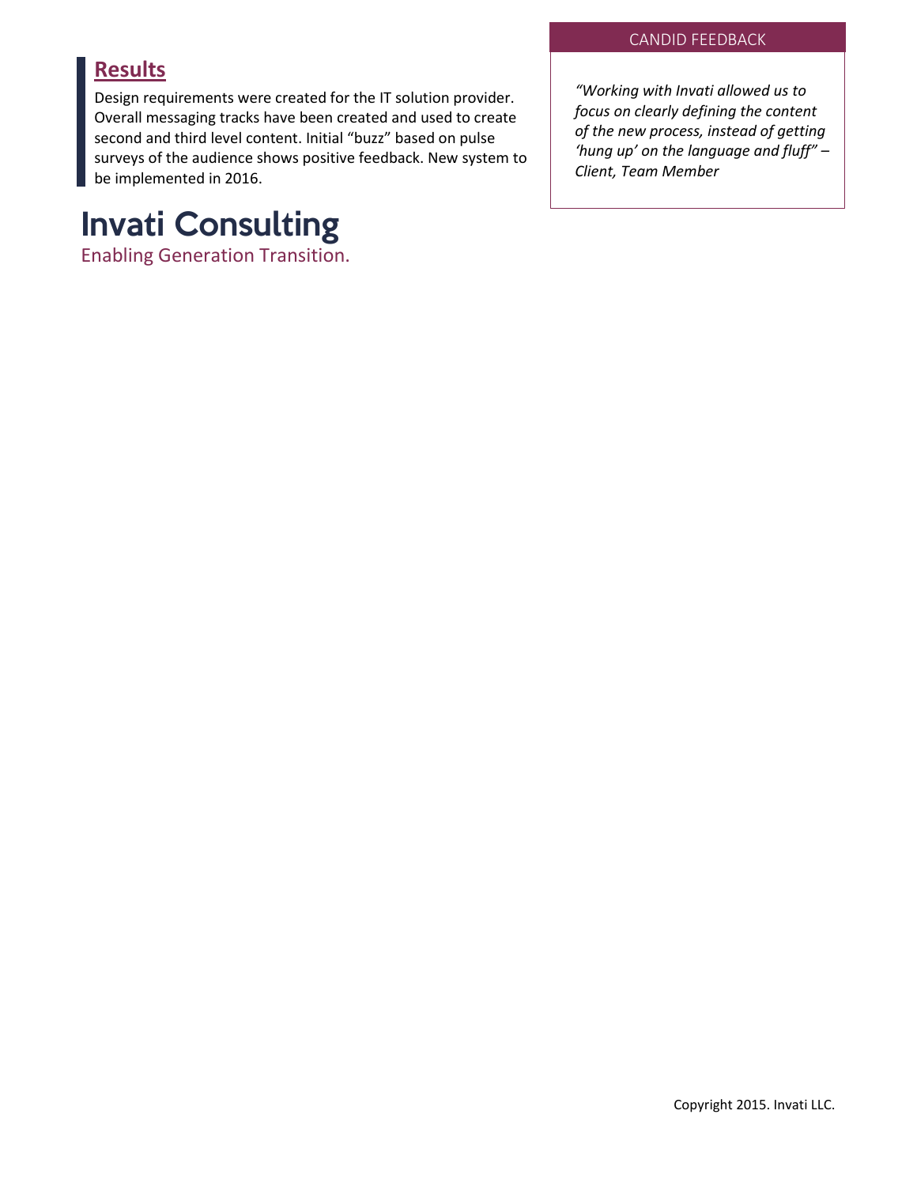## Results

Design requirements were created for the IT solution provider. Overall messaging tracks have been created and used to create second and third level content. Initial "buzz" based on pulse surveys of the audience shows positive feedback. New system to be implemented in 2016.

CANDID FEEDBACK

*"Working with Invati allowed us to focus on clearly defining the content of the new process, instead of getting 'hung up' on the language and fluff" – Client, Team Member*

# Invati Consulting

Enabling Generation Transition.

Copyright 2015. Invati LLC.